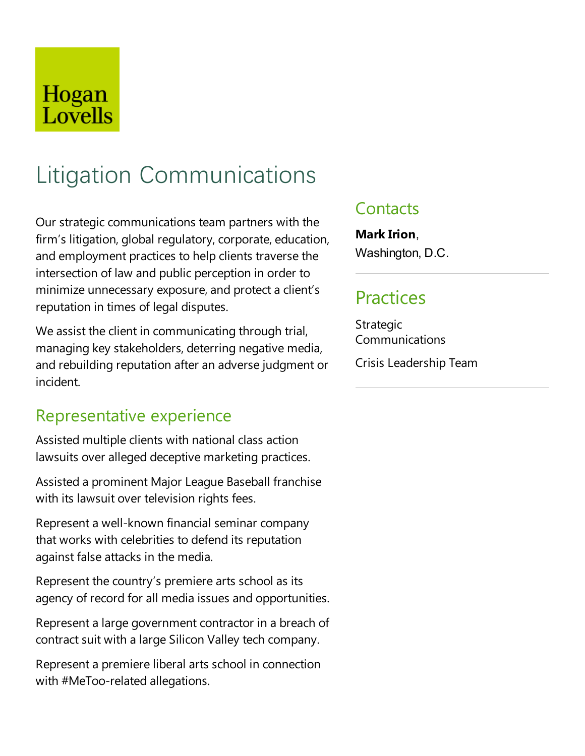Hogan Lovells

# Litigation Communications

Our strategic communications team partners with the firm's litigation, global regulatory, corporate, education, and employment practices to help clients traverse the intersection of law and public perception in order to minimize unnecessary exposure, and protect a client's reputation in times of legal disputes.

We assist the client in communicating through trial, managing key stakeholders, deterring negative media, and rebuilding reputation after an adverse judgment or incident.

## Representative experience

Assisted multiple clients with national class action lawsuits over alleged deceptive marketing practices.

Assisted a prominent Major League Baseball franchise with its lawsuit over television rights fees.

Represent a well-known financial seminar company that works with celebrities to defend its reputation against false attacks in the media.

Represent the country's premiere arts school as its agency of record for all media issues and opportunities.

Represent a large government contractor in a breach of contract suit with a large Silicon Valley tech company.

Represent a premiere liberal arts school in connection with #MeToo-related allegations.

## Contacts

**Mark Irion**, Washington, D.C.

## Practices

Strategic Communications

Crisis Leadership Team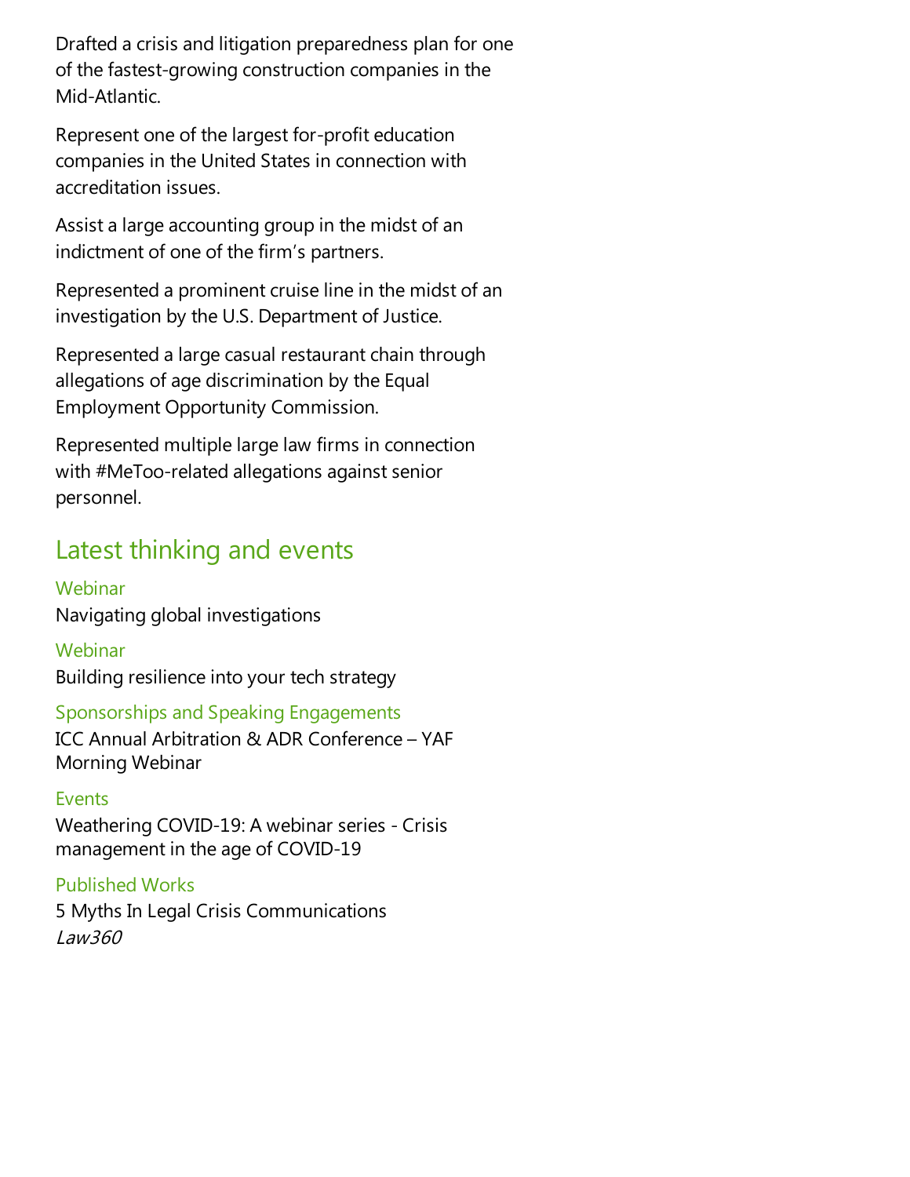Drafted a crisis and litigation preparedness plan for one of the fastest-growing construction companies in the Mid-Atlantic.

Represent one of the largest for-profit education companies in the United States in connection with accreditation issues.

Assist a large accounting group in the midst of an indictment of one of the firm's partners.

Represented a prominent cruise line in the midst of an investigation by the U.S. Department of Justice.

Represented a large casual restaurant chain through allegations of age discrimination by the Equal Employment Opportunity Commission.

Represented multiple large law firms in connection with #MeToo-related allegations against senior personnel.

## Latest thinking and events

Webinar
Navigating global investigations

Webinar
Building resilience into your tech strategy

Sponsorships and Speaking Engagements
ICC Annual Arbitration & ADR Conference – YAF Morning Webinar

Events
Weathering COVID-19: A webinar series - Crisis management in the age of COVID-19

Published Works
5 Myths In Legal Crisis Communications
*Law360*